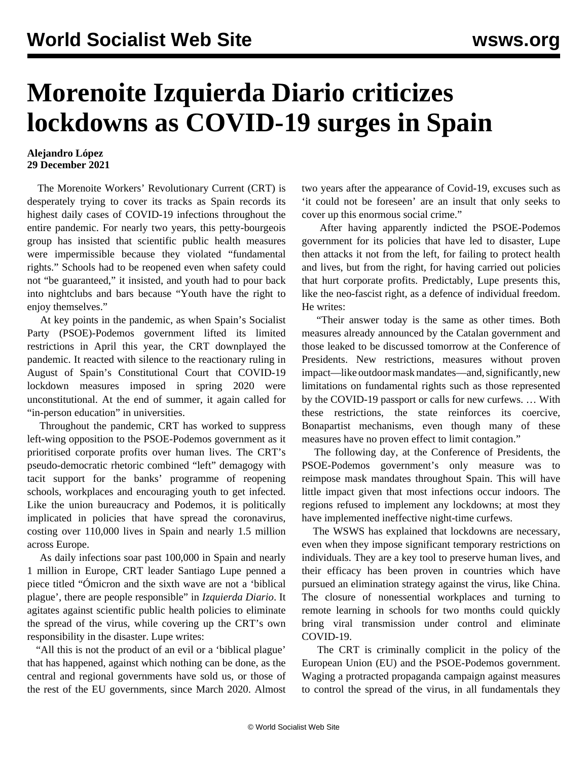# Morenoite Izquierda Diario criticizes lockdowns as COVID-19 surges in Spain

**Alejandro López**
**29 December 2021**

The Morenoite Workers' Revolutionary Current (CRT) is desperately trying to cover its tracks as Spain records its highest daily cases of COVID-19 infections throughout the entire pandemic. For nearly two years, this petty-bourgeois group has insisted that scientific public health measures were impermissible because they violated "fundamental rights." Schools had to be reopened even when safety could not "be guaranteed," it insisted, and youth had to pour back into nightclubs and bars because "Youth have the right to enjoy themselves."

At key points in the pandemic, as when Spain's Socialist Party (PSOE)-Podemos government lifted its limited restrictions in April this year, the CRT downplayed the pandemic. It reacted with silence to the reactionary ruling in August of Spain's Constitutional Court that COVID-19 lockdown measures imposed in spring 2020 were unconstitutional. At the end of summer, it again called for "in-person education" in universities.

Throughout the pandemic, CRT has worked to suppress left-wing opposition to the PSOE-Podemos government as it prioritised corporate profits over human lives. The CRT's pseudo-democratic rhetoric combined "left" demagogy with tacit support for the banks' programme of reopening schools, workplaces and encouraging youth to get infected. Like the union bureaucracy and Podemos, it is politically implicated in policies that have spread the coronavirus, costing over 110,000 lives in Spain and nearly 1.5 million across Europe.

As daily infections soar past 100,000 in Spain and nearly 1 million in Europe, CRT leader Santiago Lupe penned a piece titled "Ómicron and the sixth wave are not a 'biblical plague', there are people responsible" in *Izquierda Diario*. It agitates against scientific public health policies to eliminate the spread of the virus, while covering up the CRT's own responsibility in the disaster. Lupe writes:

"All this is not the product of an evil or a 'biblical plague' that has happened, against which nothing can be done, as the central and regional governments have sold us, or those of the rest of the EU governments, since March 2020. Almost two years after the appearance of Covid-19, excuses such as 'it could not be foreseen' are an insult that only seeks to cover up this enormous social crime."

After having apparently indicted the PSOE-Podemos government for its policies that have led to disaster, Lupe then attacks it not from the left, for failing to protect health and lives, but from the right, for having carried out policies that hurt corporate profits. Predictably, Lupe presents this, like the neo-fascist right, as a defence of individual freedom. He writes:

"Their answer today is the same as other times. Both measures already announced by the Catalan government and those leaked to be discussed tomorrow at the Conference of Presidents. New restrictions, measures without proven impact—like outdoor mask mandates—and, significantly, new limitations on fundamental rights such as those represented by the COVID-19 passport or calls for new curfews. … With these restrictions, the state reinforces its coercive, Bonapartist mechanisms, even though many of these measures have no proven effect to limit contagion."

The following day, at the Conference of Presidents, the PSOE-Podemos government's only measure was to reimpose mask mandates throughout Spain. This will have little impact given that most infections occur indoors. The regions refused to implement any lockdowns; at most they have implemented ineffective night-time curfews.

The WSWS has explained that lockdowns are necessary, even when they impose significant temporary restrictions on individuals. They are a key tool to preserve human lives, and their efficacy has been proven in countries which have pursued an elimination strategy against the virus, like China. The closure of nonessential workplaces and turning to remote learning in schools for two months could quickly bring viral transmission under control and eliminate COVID-19.

The CRT is criminally complicit in the policy of the European Union (EU) and the PSOE-Podemos government. Waging a protracted propaganda campaign against measures to control the spread of the virus, in all fundamentals they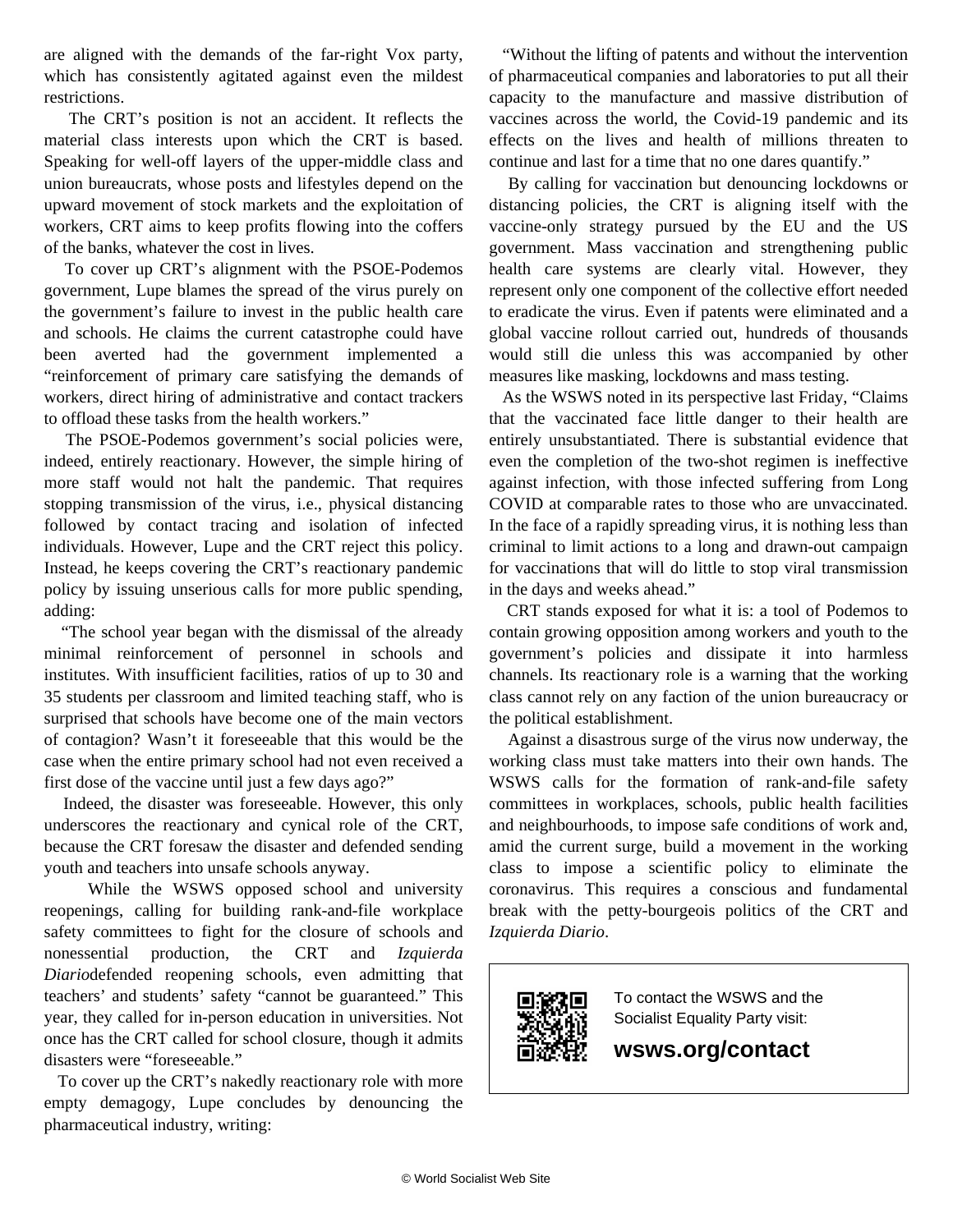are aligned with the demands of the far-right Vox party, which has consistently agitated against even the mildest restrictions.

The CRT's position is not an accident. It reflects the material class interests upon which the CRT is based. Speaking for well-off layers of the upper-middle class and union bureaucrats, whose posts and lifestyles depend on the upward movement of stock markets and the exploitation of workers, CRT aims to keep profits flowing into the coffers of the banks, whatever the cost in lives.

To cover up CRT's alignment with the PSOE-Podemos government, Lupe blames the spread of the virus purely on the government's failure to invest in the public health care and schools. He claims the current catastrophe could have been averted had the government implemented a "reinforcement of primary care satisfying the demands of workers, direct hiring of administrative and contact trackers to offload these tasks from the health workers."

The PSOE-Podemos government's social policies were, indeed, entirely reactionary. However, the simple hiring of more staff would not halt the pandemic. That requires stopping transmission of the virus, i.e., physical distancing followed by contact tracing and isolation of infected individuals. However, Lupe and the CRT reject this policy. Instead, he keeps covering the CRT's reactionary pandemic policy by issuing unserious calls for more public spending, adding:

"The school year began with the dismissal of the already minimal reinforcement of personnel in schools and institutes. With insufficient facilities, ratios of up to 30 and 35 students per classroom and limited teaching staff, who is surprised that schools have become one of the main vectors of contagion? Wasn't it foreseeable that this would be the case when the entire primary school had not even received a first dose of the vaccine until just a few days ago?"

Indeed, the disaster was foreseeable. However, this only underscores the reactionary and cynical role of the CRT, because the CRT foresaw the disaster and defended sending youth and teachers into unsafe schools anyway.

While the WSWS opposed school and university reopenings, calling for building rank-and-file workplace safety committees to fight for the closure of schools and nonessential production, the CRT and *Izquierda Diario* defended reopening schools, even admitting that teachers' and students' safety "cannot be guaranteed." This year, they called for in-person education in universities. Not once has the CRT called for school closure, though it admits disasters were "foreseeable."

To cover up the CRT's nakedly reactionary role with more empty demagogy, Lupe concludes by denouncing the pharmaceutical industry, writing:

"Without the lifting of patents and without the intervention of pharmaceutical companies and laboratories to put all their capacity to the manufacture and massive distribution of vaccines across the world, the Covid-19 pandemic and its effects on the lives and health of millions threaten to continue and last for a time that no one dares quantify."

By calling for vaccination but denouncing lockdowns or distancing policies, the CRT is aligning itself with the vaccine-only strategy pursued by the EU and the US government. Mass vaccination and strengthening public health care systems are clearly vital. However, they represent only one component of the collective effort needed to eradicate the virus. Even if patents were eliminated and a global vaccine rollout carried out, hundreds of thousands would still die unless this was accompanied by other measures like masking, lockdowns and mass testing.

As the WSWS noted in its perspective last Friday, "Claims that the vaccinated face little danger to their health are entirely unsubstantiated. There is substantial evidence that even the completion of the two-shot regimen is ineffective against infection, with those infected suffering from Long COVID at comparable rates to those who are unvaccinated. In the face of a rapidly spreading virus, it is nothing less than criminal to limit actions to a long and drawn-out campaign for vaccinations that will do little to stop viral transmission in the days and weeks ahead."

CRT stands exposed for what it is: a tool of Podemos to contain growing opposition among workers and youth to the government's policies and dissipate it into harmless channels. Its reactionary role is a warning that the working class cannot rely on any faction of the union bureaucracy or the political establishment.

Against a disastrous surge of the virus now underway, the working class must take matters into their own hands. The WSWS calls for the formation of rank-and-file safety committees in workplaces, schools, public health facilities and neighbourhoods, to impose safe conditions of work and, amid the current surge, build a movement in the working class to impose a scientific policy to eliminate the coronavirus. This requires a conscious and fundamental break with the petty-bourgeois politics of the CRT and *Izquierda Diario*.

To contact the WSWS and the Socialist Equality Party visit:

**wsws.org/contact**